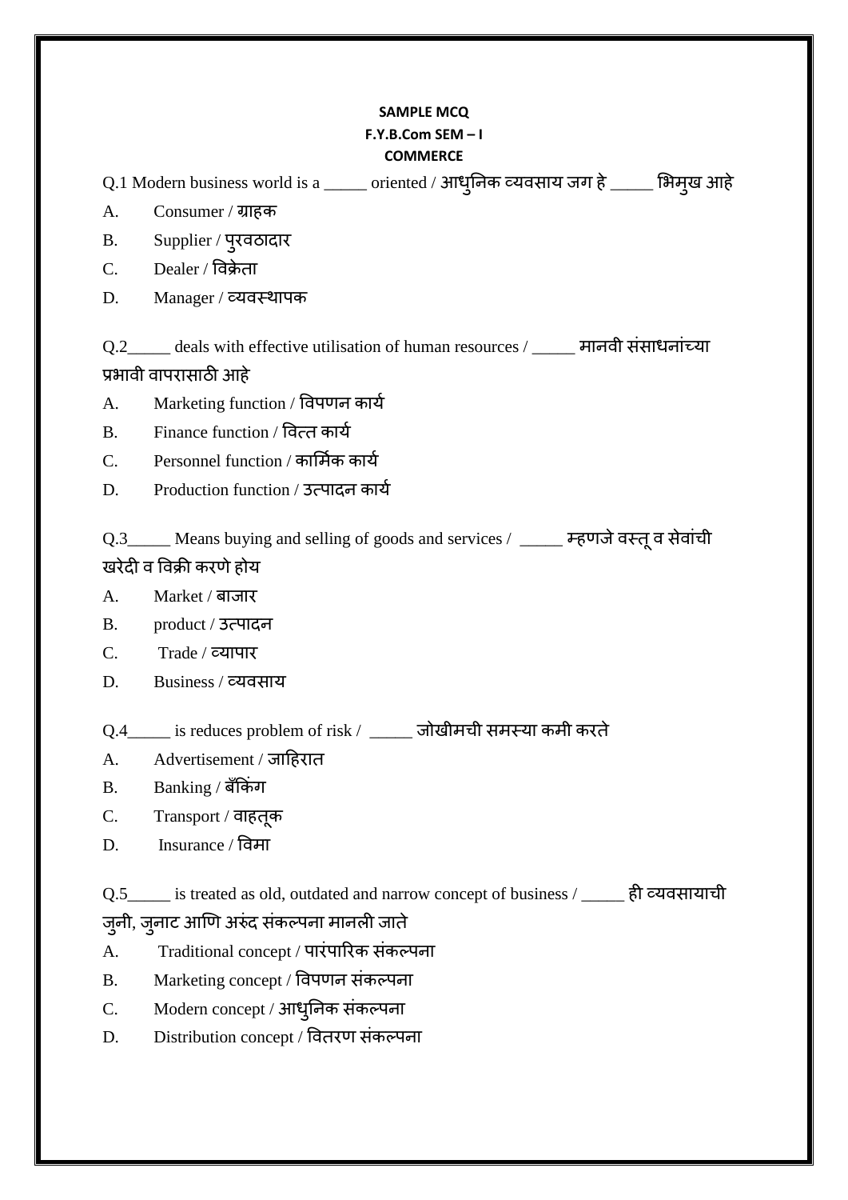**SAMPLE MCQ**

**F.Y.B.Com SEM – I**

**COMMERCE**

Q.1 Modern business world is a _____ oriented / आधुनिक व्यवसाय जग हे _____ भिमुख आहे

A. Consumer / ग्राहक

B. Supplier / पुरवठादार

C. Dealer / विक्रेता

D. Manager / व्यवस्थापक

Q.2_____ deals with effective utilisation of human resources / _____ मानवी संसाधनांच्या प्रभावी वापरासाठी आहे

A. Marketing function / विपणन कार्य

B. Finance function / वित्त कार्य

C. Personnel function / कार्मिक कार्य

D. Production function / उत्पादन कार्य

Q.3_____ Means buying and selling of goods and services / _____ म्हणजे वस्तू व सेवांची खरेदी व विक्री करणे होय

A. Market / बाजार

B. product / उत्पादन

C. Trade / व्यापार

D. Business / व्यवसाय

Q.4_____ is reduces problem of risk / _____ जोखीमची समस्या कमी करते

A. Advertisement / जाहिरात

B. Banking / बँकिंग

C. Transport / वाहतूक

D. Insurance / विमा

Q.5_____ is treated as old, outdated and narrow concept of business / _____ ही व्यवसायाची जुनी, जुनाट आणि अरुंद संकल्पना मानली जाते

A. Traditional concept / पारंपारिक संकल्पना

B. Marketing concept / विपणन संकल्पना

C. Modern concept / आधुनिक संकल्पना

D. Distribution concept / वितरण संकल्पना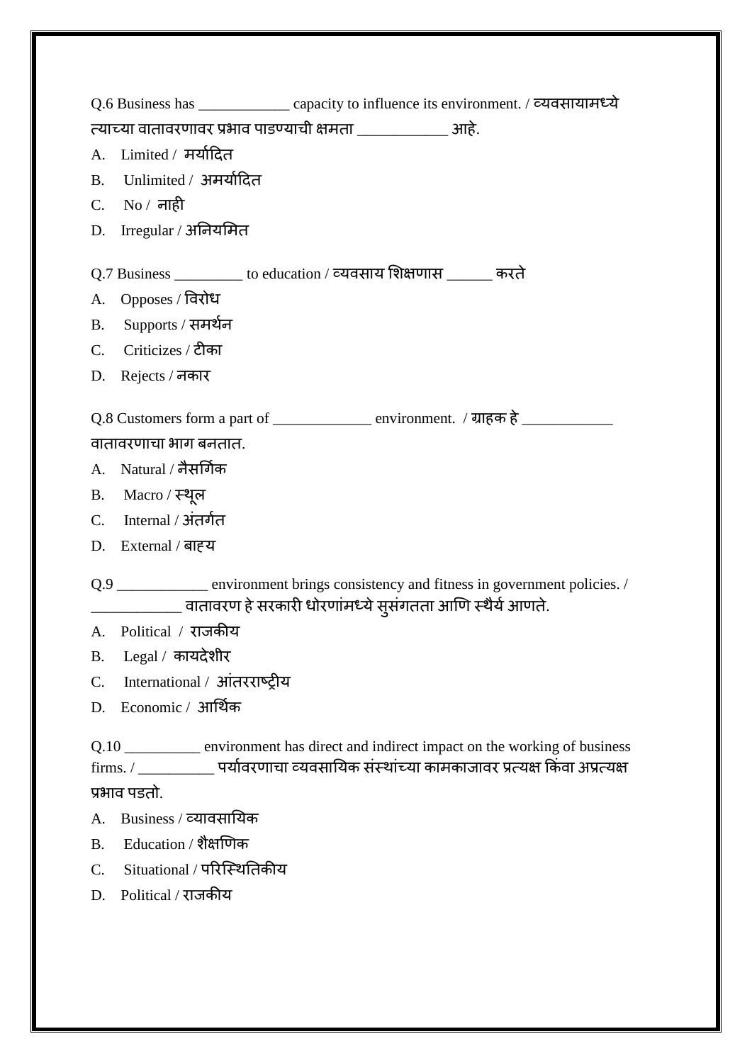Q.6 Business has ____________ capacity to influence its environment. / व्यवसायामध्ये त्याच्या वातावरणावर प्रभाव पाडण्याची क्षमता ____________ आहे.

A. Limited / मर्यादित

B. Unlimited / अमर्यादित

C. No / नाही

D. Irregular / अनियमित

Q.7 Business _________ to education / व्यवसाय शिक्षणास ______ करते

A. Opposes / विरोध

B. Supports / समर्थन

C. Criticizes / टीका

D. Rejects / नकार

Q.8 Customers form a part of _____________ environment. / ग्राहक हे ____________ वातावरणाचा भाग बनतात.

A. Natural / नैसर्गिक

B. Macro / स्थूल

C. Internal / अंतर्गत

D. External / बाह्य

Q.9 ____________ environment brings consistency and fitness in government policies. / ____________ वातावरण हे सरकारी धोरणांमध्ये सुसंगतता आणि स्थैर्य आणते.

A. Political / राजकीय

B. Legal / कायदेशीर

C. International / आंतरराष्ट्रीय

D. Economic / आर्थिक

Q.10 __________ environment has direct and indirect impact on the working of business firms. / __________ पर्यावरणाचा व्यवसायिक संस्थांच्या कामकाजावर प्रत्यक्ष किंवा अप्रत्यक्ष प्रभाव पडतो.

A. Business / व्यावसायिक

B. Education / शैक्षणिक

C. Situational / परिस्थितिकीय

D. Political / राजकीय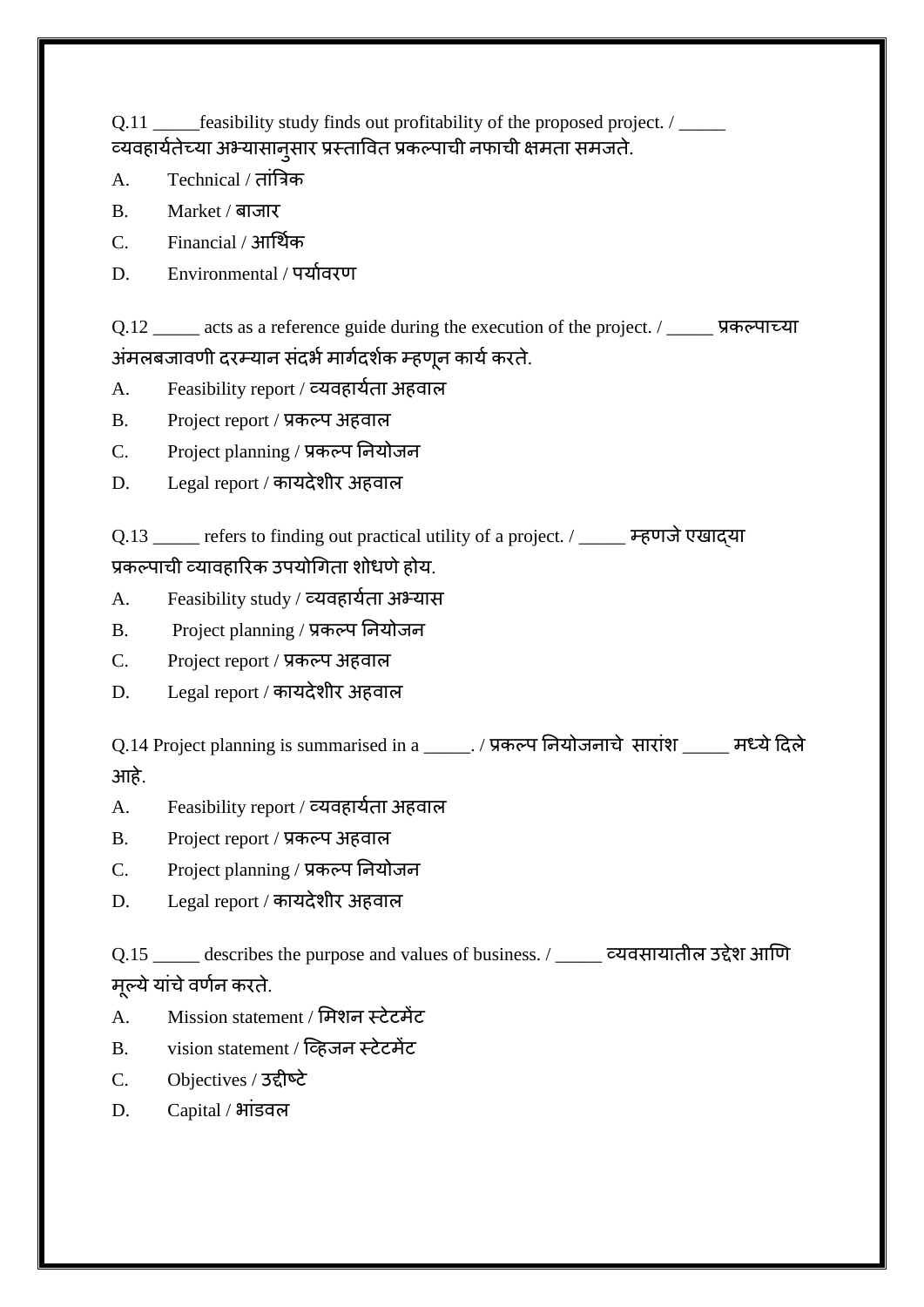Q.11 _____feasibility study finds out profitability of the proposed project. / _____ व्यवहार्यतेच्या अभ्यासानुसार प्रस्तावित प्रकल्पाची नफाची क्षमता समजते.

A. Technical / तांत्रिक

B. Market / बाजार

C. Financial / आर्थिक

D. Environmental / पर्यावरण

Q.12 _____ acts as a reference guide during the execution of the project. / _____ प्रकल्पाच्या अंमलबजावणी दरम्यान संदर्भ मार्गदर्शक म्हणून कार्य करते.

A. Feasibility report / व्यवहार्यता अहवाल

B. Project report / प्रकल्प अहवाल

C. Project planning / प्रकल्प नियोजन

D. Legal report / कायदेशीर अहवाल

Q.13 _____ refers to finding out practical utility of a project. / _____ म्हणजे एखाद्या प्रकल्पाची व्यावहारिक उपयोगिता शोधणे होय.

A. Feasibility study / व्यवहार्यता अभ्यास

B. Project planning / प्रकल्प नियोजन

C. Project report / प्रकल्प अहवाल

D. Legal report / कायदेशीर अहवाल

Q.14 Project planning is summarised in a _____. / प्रकल्प नियोजनाचे सारांश _____ मध्ये दिले आहे.

A. Feasibility report / व्यवहार्यता अहवाल

B. Project report / प्रकल्प अहवाल

C. Project planning / प्रकल्प नियोजन

D. Legal report / कायदेशीर अहवाल

Q.15 _____ describes the purpose and values of business. / _____ व्यवसायातील उद्देश आणि मूल्ये यांचे वर्णन करते.

A. Mission statement / मिशन स्टेटमेंट

B. vision statement / व्हिजन स्टेटमेंट

C. Objectives / उद्दीष्टे

D. Capital / भांडवल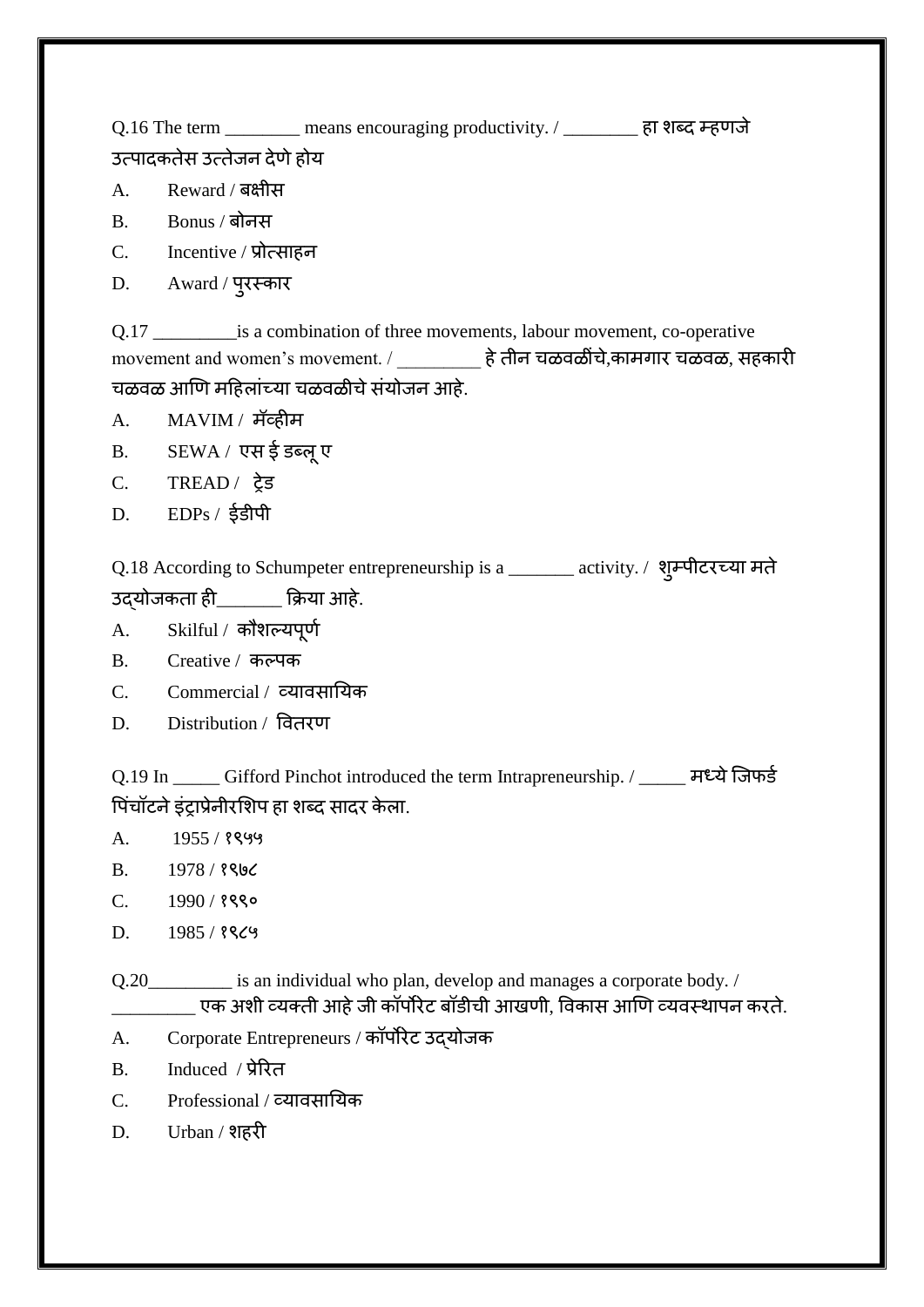Q.16 The term ________ means encouraging productivity. / ________ हा शब्द म्हणजे उत्पादकतेस उत्तेजन देणे होय

A. Reward / बक्षीस

B. Bonus / बोनस

C. Incentive / प्रोत्साहन

D. Award / पुरस्कार

Q.17 _________is a combination of three movements, labour movement, co-operative movement and women's movement. / _________ हे तीन चळवळींचे,कामगार चळवळ, सहकारी चळवळ आणि महिलांच्या चळवळीचे संयोजन आहे.

A. MAVIM / मॅव्हीम

B. SEWA / एस ई डब्लू ए

C. TREAD / ट्रेड

D. EDPs / ईडीपी

Q.18 According to Schumpeter entrepreneurship is a _______ activity. / शुम्पीटरच्या मते उद्योजकता ही_______ क्रिया आहे.

A. Skilful / कौशल्यपूर्ण

B. Creative / कल्पक

C. Commercial / व्यावसायिक

D. Distribution / वितरण

Q.19 In _____ Gifford Pinchot introduced the term Intrapreneurship. / _____ मध्ये जिफर्ड पिंचॉटने इंट्राप्रेनीरशिप हा शब्द सादर केला.

A. 1955 / १९५५

B. 1978 / १९७८

C. 1990 / १९९०

D. 1985 / १९८५

Q.20_________ is an individual who plan, develop and manages a corporate body. / _________ एक अशी व्यक्ती आहे जी कॉर्पोरेट बॉडीची आखणी, विकास आणि व्यवस्थापन करते.

A. Corporate Entrepreneurs / कॉर्पोरेट उद्योजक

B. Induced / प्रेरित

C. Professional / व्यावसायिक

D. Urban / शहरी